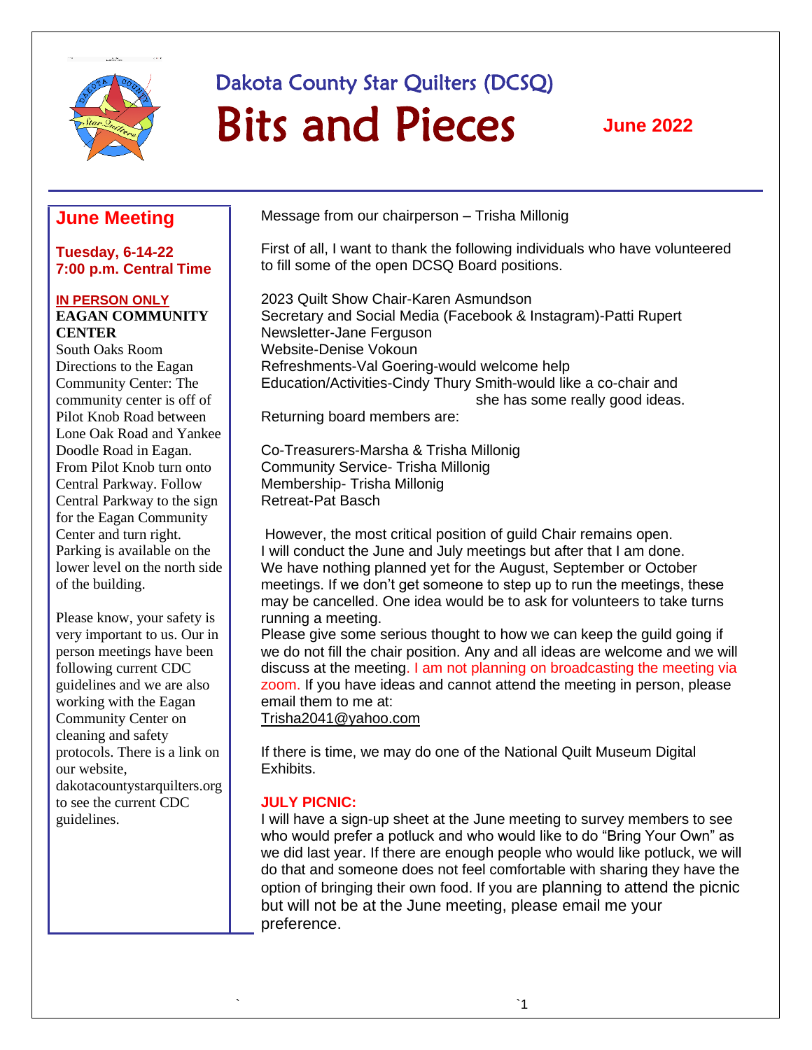# Dakota County Star Quilters (DCSQ)

# Bits and Pieces

**June 2022**

## June Meeting

**Tuesday, 6-14-22**
**7:00 p.m. Central Time**

**IN PERSON ONLY**
**EAGAN COMMUNITY CENTER**
South Oaks Room

Directions to the Eagan Community Center: The community center is off of Pilot Knob Road between Lone Oak Road and Yankee Doodle Road in Eagan. From Pilot Knob turn onto Central Parkway. Follow Central Parkway to the sign for the Eagan Community Center and turn right. Parking is available on the lower level on the north side of the building.

Please know, your safety is very important to us. Our in person meetings have been following current CDC guidelines and we are also working with the Eagan Community Center on cleaning and safety protocols. There is a link on our website, dakotacountystarquilters.org to see the current CDC guidelines.

Message from our chairperson – Trisha Millonig

First of all, I want to thank the following individuals who have volunteered to fill some of the open DCSQ Board positions.

2023 Quilt Show Chair-Karen Asmundson
Secretary and Social Media (Facebook & Instagram)-Patti Rupert
Newsletter-Jane Ferguson
Website-Denise Vokoun
Refreshments-Val Goering-would welcome help
Education/Activities-Cindy Thury Smith-would like a co-chair and she has some really good ideas.

Returning board members are:

Co-Treasurers-Marsha & Trisha Millonig
Community Service- Trisha Millonig
Membership- Trisha Millonig
Retreat-Pat Basch

However, the most critical position of guild Chair remains open. I will conduct the June and July meetings but after that I am done. We have nothing planned yet for the August, September or October meetings. If we don't get someone to step up to run the meetings, these may be cancelled. One idea would be to ask for volunteers to take turns running a meeting.

Please give some serious thought to how we can keep the guild going if we do not fill the chair position. Any and all ideas are welcome and we will discuss at the meeting. I am not planning on broadcasting the meeting via zoom. If you have ideas and cannot attend the meeting in person, please email them to me at:
Trisha2041@yahoo.com

If there is time, we may do one of the National Quilt Museum Digital Exhibits.

**JULY PICNIC:**

I will have a sign-up sheet at the June meeting to survey members to see who would prefer a potluck and who would like to do "Bring Your Own" as we did last year. If there are enough people who would like potluck, we will do that and someone does not feel comfortable with sharing they have the option of bringing their own food. If you are planning to attend the picnic but will not be at the June meeting, please email me your preference.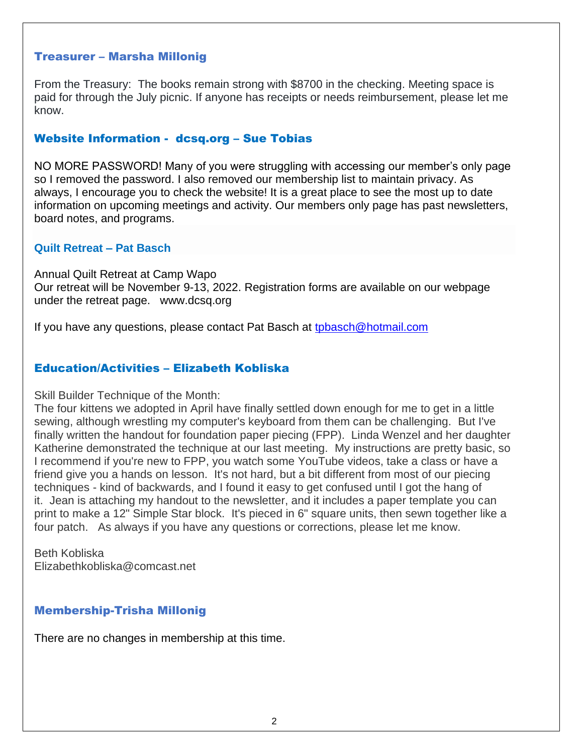## Treasurer – Marsha Millonig

From the Treasury: The books remain strong with $8700 in the checking. Meeting space is paid for through the July picnic. If anyone has receipts or needs reimbursement, please let me know.

## Website Information - dcsq.org – Sue Tobias

NO MORE PASSWORD! Many of you were struggling with accessing our member's only page so I removed the password. I also removed our membership list to maintain privacy. As always, I encourage you to check the website! It is a great place to see the most up to date information on upcoming meetings and activity. Our members only page has past newsletters, board notes, and programs.

## Quilt Retreat – Pat Basch

Annual Quilt Retreat at Camp Wapo
Our retreat will be November 9-13, 2022. Registration forms are available on our webpage under the retreat page. www.dcsq.org

If you have any questions, please contact Pat Basch at tpbasch@hotmail.com

## Education/Activities – Elizabeth Kobliska

Skill Builder Technique of the Month:
The four kittens we adopted in April have finally settled down enough for me to get in a little sewing, although wrestling my computer's keyboard from them can be challenging. But I've finally written the handout for foundation paper piecing (FPP). Linda Wenzel and her daughter Katherine demonstrated the technique at our last meeting. My instructions are pretty basic, so I recommend if you're new to FPP, you watch some YouTube videos, take a class or have a friend give you a hands on lesson. It's not hard, but a bit different from most of our piecing techniques - kind of backwards, and I found it easy to get confused until I got the hang of it. Jean is attaching my handout to the newsletter, and it includes a paper template you can print to make a 12" Simple Star block. It's pieced in 6" square units, then sewn together like a four patch. As always if you have any questions or corrections, please let me know.

Beth Kobliska
Elizabethkobliska@comcast.net

## Membership-Trisha Millonig

There are no changes in membership at this time.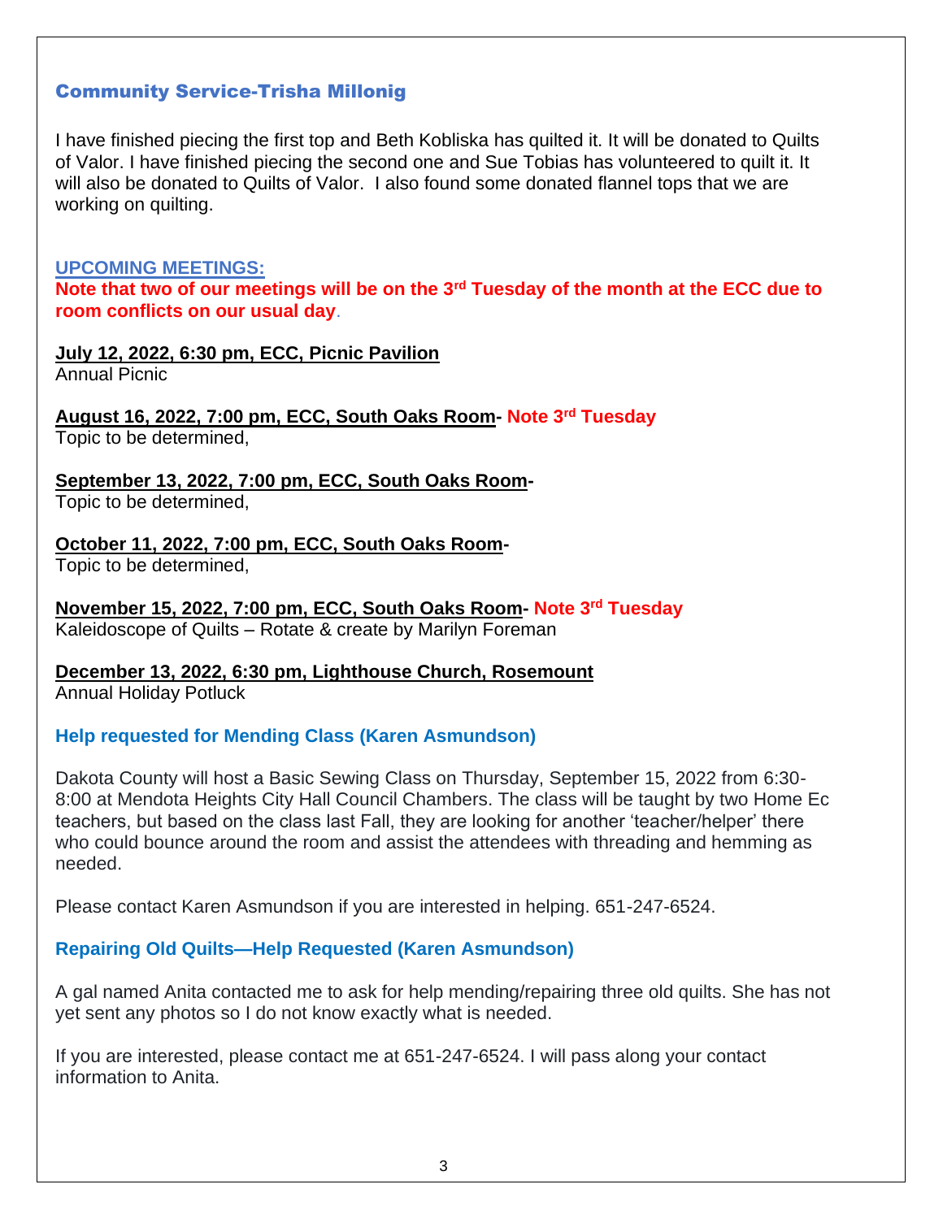## Community Service-Trisha Millonig

I have finished piecing the first top and Beth Kobliska has quilted it. It will be donated to Quilts of Valor. I have finished piecing the second one and Sue Tobias has volunteered to quilt it. It will also be donated to Quilts of Valor. I also found some donated flannel tops that we are working on quilting.

## UPCOMING MEETINGS:

**Note that two of our meetings will be on the 3rd Tuesday of the month at the ECC due to room conflicts on our usual day.**

**July 12, 2022, 6:30 pm, ECC, Picnic Pavilion**
Annual Picnic

**August 16, 2022, 7:00 pm, ECC, South Oaks Room- Note 3rd Tuesday**
Topic to be determined,

**September 13, 2022, 7:00 pm, ECC, South Oaks Room-**
Topic to be determined,

**October 11, 2022, 7:00 pm, ECC, South Oaks Room-**
Topic to be determined,

**November 15, 2022, 7:00 pm, ECC, South Oaks Room- Note 3rd Tuesday**
Kaleidoscope of Quilts – Rotate & create by Marilyn Foreman

**December 13, 2022, 6:30 pm, Lighthouse Church, Rosemount**
Annual Holiday Potluck

### Help requested for Mending Class (Karen Asmundson)

Dakota County will host a Basic Sewing Class on Thursday, September 15, 2022 from 6:30-8:00 at Mendota Heights City Hall Council Chambers. The class will be taught by two Home Ec teachers, but based on the class last Fall, they are looking for another 'teacher/helper' there who could bounce around the room and assist the attendees with threading and hemming as needed.

Please contact Karen Asmundson if you are interested in helping. 651-247-6524.

### Repairing Old Quilts—Help Requested (Karen Asmundson)

A gal named Anita contacted me to ask for help mending/repairing three old quilts. She has not yet sent any photos so I do not know exactly what is needed.

If you are interested, please contact me at 651-247-6524. I will pass along your contact information to Anita.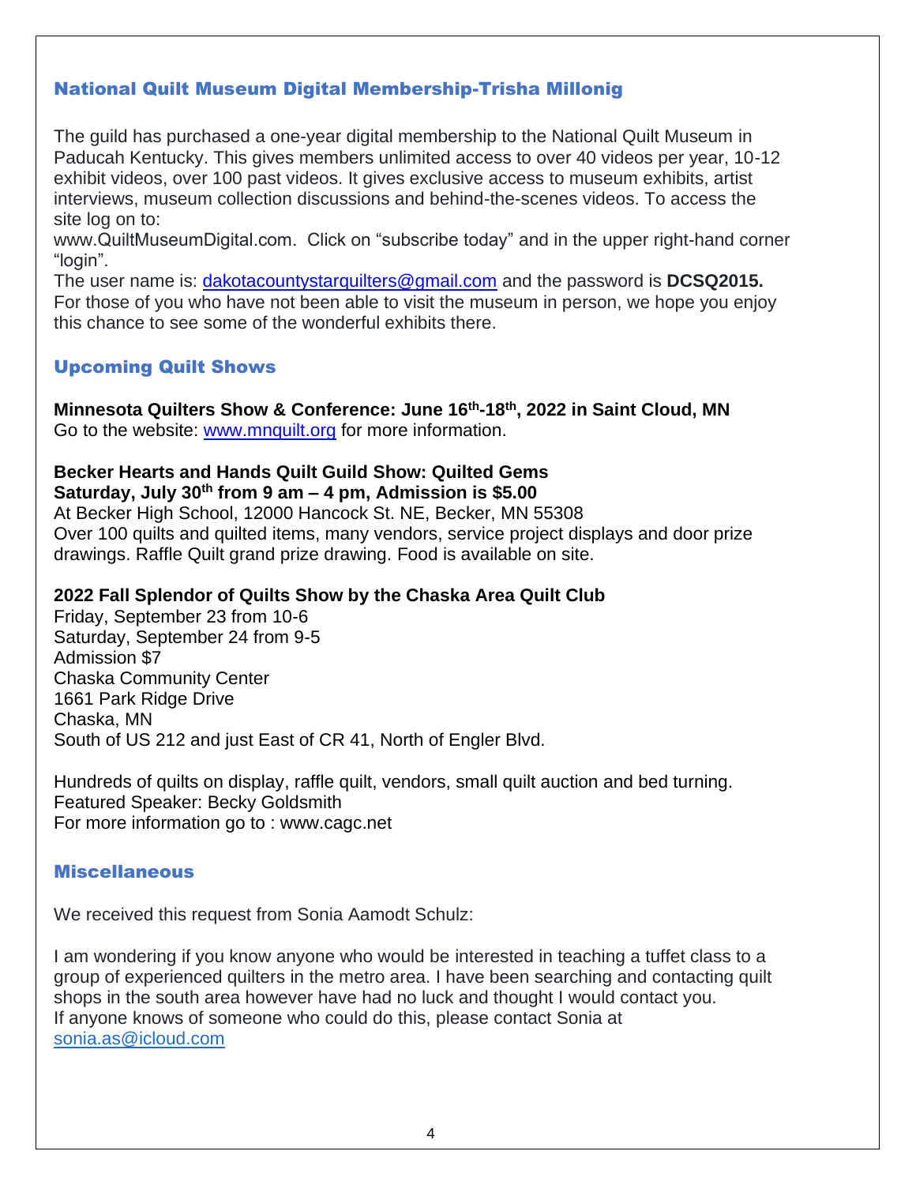## National Quilt Museum Digital Membership-Trisha Millonig

The guild has purchased a one-year digital membership to the National Quilt Museum in Paducah Kentucky. This gives members unlimited access to over 40 videos per year, 10-12 exhibit videos, over 100 past videos. It gives exclusive access to museum exhibits, artist interviews, museum collection discussions and behind-the-scenes videos. To access the site log on to:
www.QuiltMuseumDigital.com. Click on "subscribe today" and in the upper right-hand corner "login".
The user name is: dakotacountystarquilters@gmail.com and the password is **DCSQ2015.**
For those of you who have not been able to visit the museum in person, we hope you enjoy this chance to see some of the wonderful exhibits there.

## Upcoming Quilt Shows

**Minnesota Quilters Show & Conference: June 16th-18th, 2022 in Saint Cloud, MN**
Go to the website: www.mnquilt.org for more information.

**Becker Hearts and Hands Quilt Guild Show: Quilted Gems**
**Saturday, July 30th from 9 am – 4 pm, Admission is $5.00**
At Becker High School, 12000 Hancock St. NE, Becker, MN 55308
Over 100 quilts and quilted items, many vendors, service project displays and door prize drawings. Raffle Quilt grand prize drawing. Food is available on site.

**2022 Fall Splendor of Quilts Show by the Chaska Area Quilt Club**
Friday, September 23 from 10-6
Saturday, September 24 from 9-5
Admission $7
Chaska Community Center
1661 Park Ridge Drive
Chaska, MN
South of US 212 and just East of CR 41, North of Engler Blvd.

Hundreds of quilts on display, raffle quilt, vendors, small quilt auction and bed turning.
Featured Speaker: Becky Goldsmith
For more information go to : www.cagc.net

## Miscellaneous

We received this request from Sonia Aamodt Schulz:

I am wondering if you know anyone who would be interested in teaching a tuffet class to a group of experienced quilters in the metro area. I have been searching and contacting quilt shops in the south area however have had no luck and thought I would contact you.
If anyone knows of someone who could do this, please contact Sonia at sonia.as@icloud.com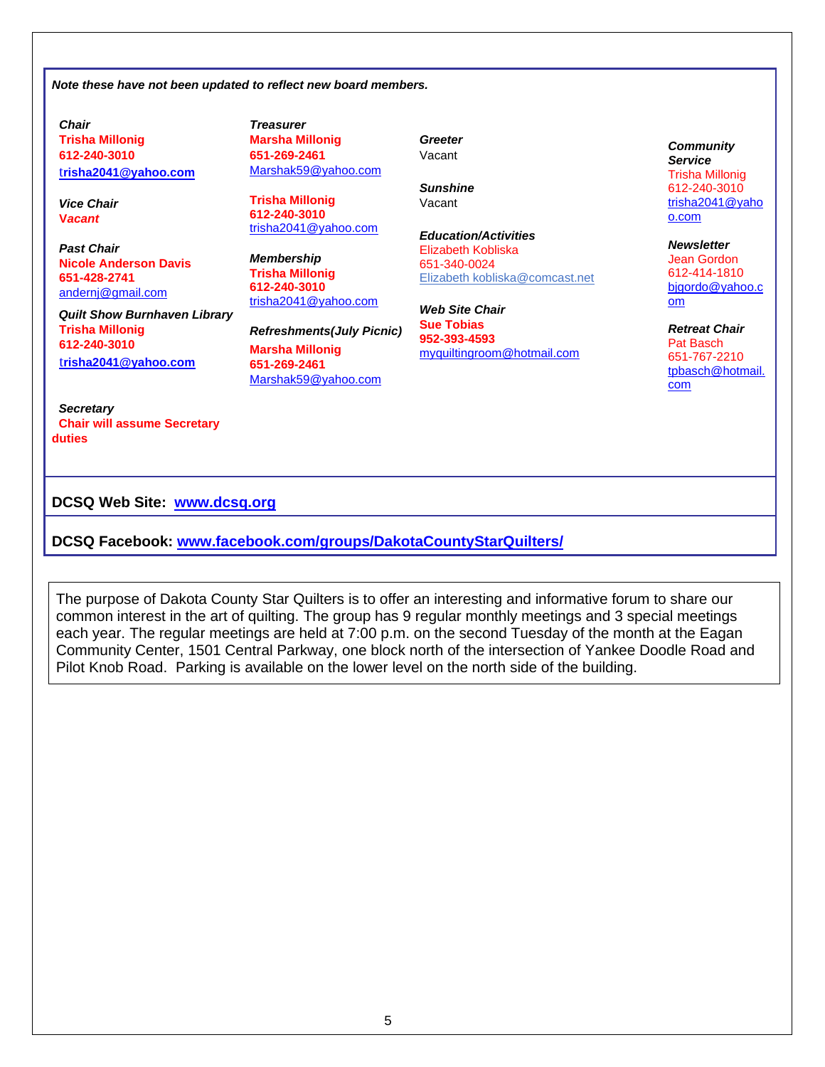***Note these have not been updated to reflect new board members.***

***Chair***
**Trisha Millonig**
**612-240-3010**
**trisha2041@yahoo.com**

***Vice Chair***
***Vacant***

***Past Chair***
**Nicole Anderson Davis**
**651-428-2741**
andernj@gmail.com

***Quilt Show Burnhaven Library***
**Trisha Millonig**
**612-240-3010**
**trisha2041@yahoo.com**

***Secretary***
**Chair will assume Secretary duties**

***Treasurer***
**Marsha Millonig**
**651-269-2461**
Marshak59@yahoo.com

**Trisha Millonig**
**612-240-3010**
trisha2041@yahoo.com

***Membership***
**Trisha Millonig**
**612-240-3010**
trisha2041@yahoo.com

***Refreshments(July Picnic)***
**Marsha Millonig**
**651-269-2461**
Marshak59@yahoo.com

***Greeter***
Vacant

***Sunshine***
Vacant

***Education/Activities***
Elizabeth Kobliska
651-340-0024
Elizabeth kobliska@comcast.net

***Web Site Chair***
**Sue Tobias**
**952-393-4593**
myquiltingroom@hotmail.com

***Community Service***
Trisha Millonig
612-240-3010
trisha2041@yahoo.com

***Newsletter***
Jean Gordon
612-414-1810
bjgordo@yahoo.com

***Retreat Chair***
Pat Basch
651-767-2210
tpbasch@hotmail.com

**DCSQ Web Site: www.dcsq.org**

**DCSQ Facebook: www.facebook.com/groups/DakotaCountyStarQuilters/**

The purpose of Dakota County Star Quilters is to offer an interesting and informative forum to share our common interest in the art of quilting. The group has 9 regular monthly meetings and 3 special meetings each year. The regular meetings are held at 7:00 p.m. on the second Tuesday of the month at the Eagan Community Center, 1501 Central Parkway, one block north of the intersection of Yankee Doodle Road and Pilot Knob Road. Parking is available on the lower level on the north side of the building.